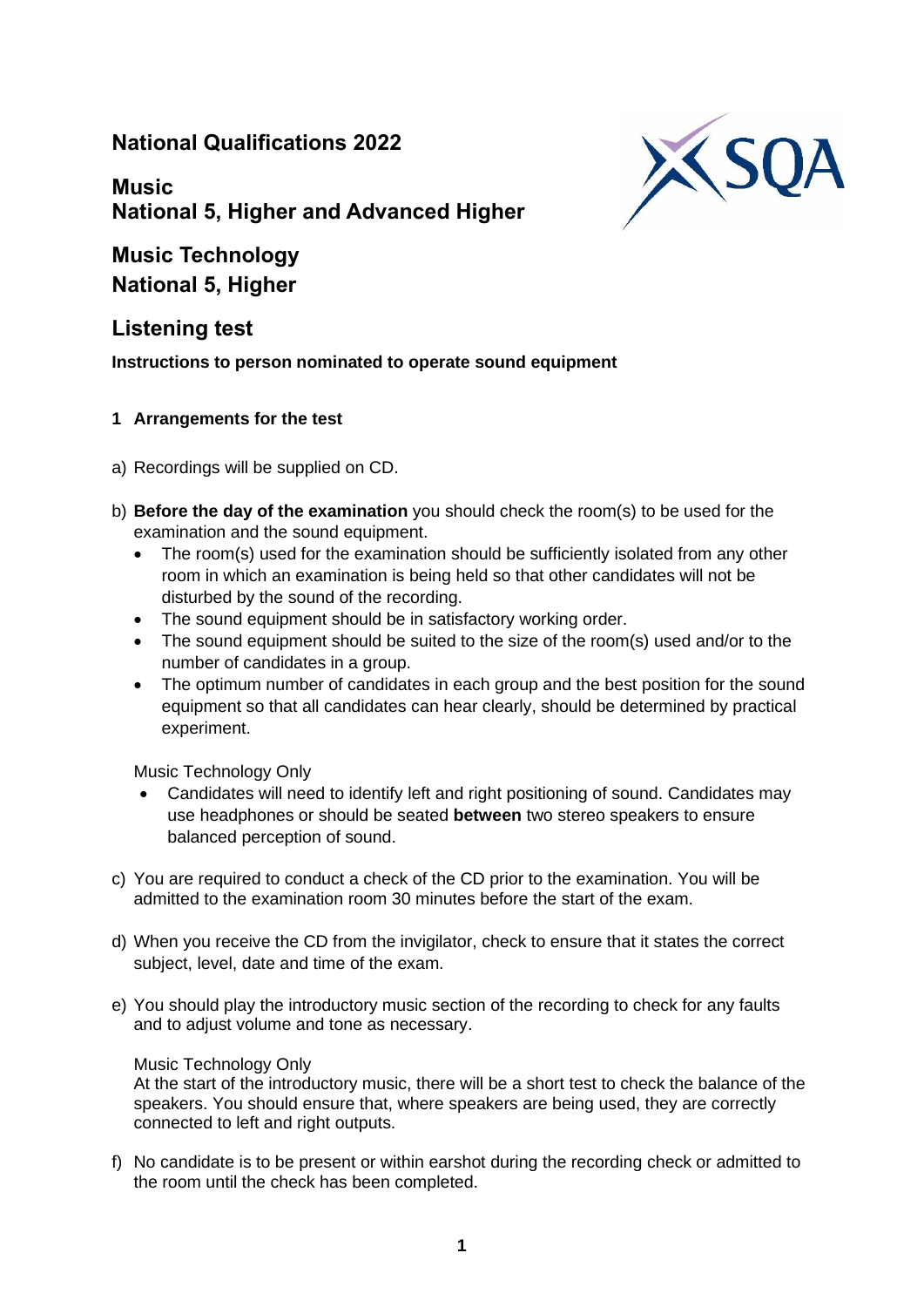# National Qualifications 2022

## Music
## National 5, Higher and Advanced Higher

## Music Technology
## National 5, Higher

## Listening test

**Instructions to person nominated to operate sound equipment**

### 1 Arrangements for the test

a) Recordings will be supplied on CD.

b) **Before the day of the examination** you should check the room(s) to be used for the examination and the sound equipment.

- The room(s) used for the examination should be sufficiently isolated from any other room in which an examination is being held so that other candidates will not be disturbed by the sound of the recording.
- The sound equipment should be in satisfactory working order.
- The sound equipment should be suited to the size of the room(s) used and/or to the number of candidates in a group.
- The optimum number of candidates in each group and the best position for the sound equipment so that all candidates can hear clearly, should be determined by practical experiment.

Music Technology Only

- Candidates will need to identify left and right positioning of sound. Candidates may use headphones or should be seated **between** two stereo speakers to ensure balanced perception of sound.

c) You are required to conduct a check of the CD prior to the examination. You will be admitted to the examination room 30 minutes before the start of the exam.

d) When you receive the CD from the invigilator, check to ensure that it states the correct subject, level, date and time of the exam.

e) You should play the introductory music section of the recording to check for any faults and to adjust volume and tone as necessary.

Music Technology Only
At the start of the introductory music, there will be a short test to check the balance of the speakers. You should ensure that, where speakers are being used, they are correctly connected to left and right outputs.

f) No candidate is to be present or within earshot during the recording check or admitted to the room until the check has been completed.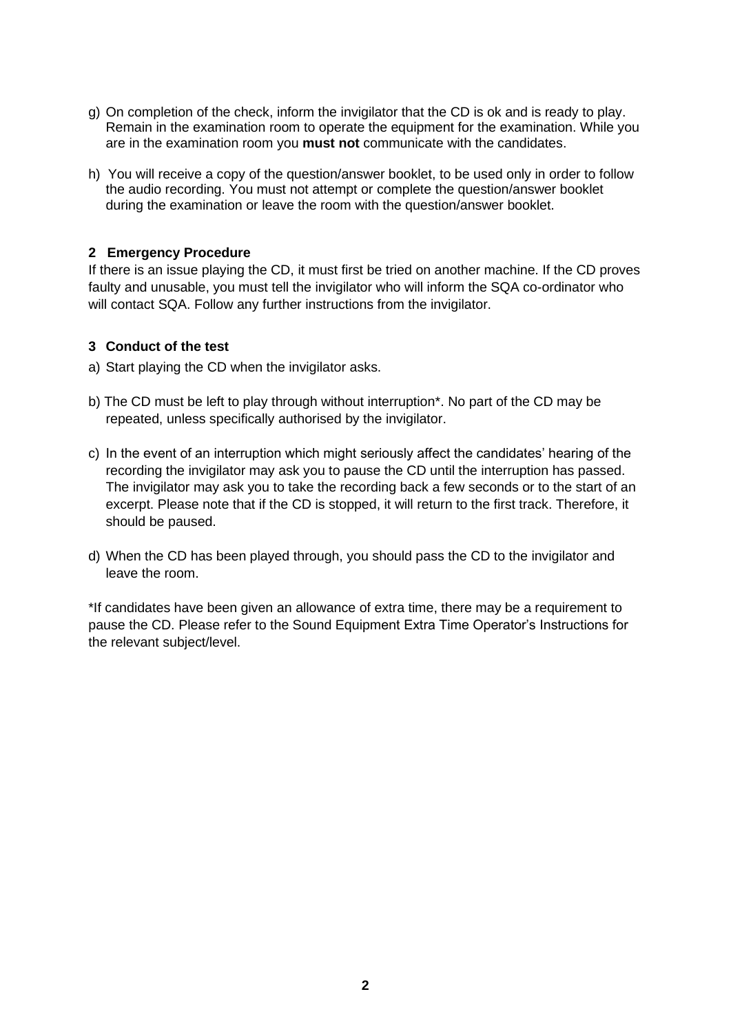g) On completion of the check, inform the invigilator that the CD is ok and is ready to play. Remain in the examination room to operate the equipment for the examination. While you are in the examination room you **must not** communicate with the candidates.

h) You will receive a copy of the question/answer booklet, to be used only in order to follow the audio recording. You must not attempt or complete the question/answer booklet during the examination or leave the room with the question/answer booklet.

### 2 Emergency Procedure

If there is an issue playing the CD, it must first be tried on another machine. If the CD proves faulty and unusable, you must tell the invigilator who will inform the SQA co-ordinator who will contact SQA. Follow any further instructions from the invigilator.

### 3 Conduct of the test

a) Start playing the CD when the invigilator asks.

b) The CD must be left to play through without interruption*. No part of the CD may be repeated, unless specifically authorised by the invigilator.

c) In the event of an interruption which might seriously affect the candidates' hearing of the recording the invigilator may ask you to pause the CD until the interruption has passed. The invigilator may ask you to take the recording back a few seconds or to the start of an excerpt. Please note that if the CD is stopped, it will return to the first track. Therefore, it should be paused.

d) When the CD has been played through, you should pass the CD to the invigilator and leave the room.

*If candidates have been given an allowance of extra time, there may be a requirement to pause the CD. Please refer to the Sound Equipment Extra Time Operator's Instructions for the relevant subject/level.